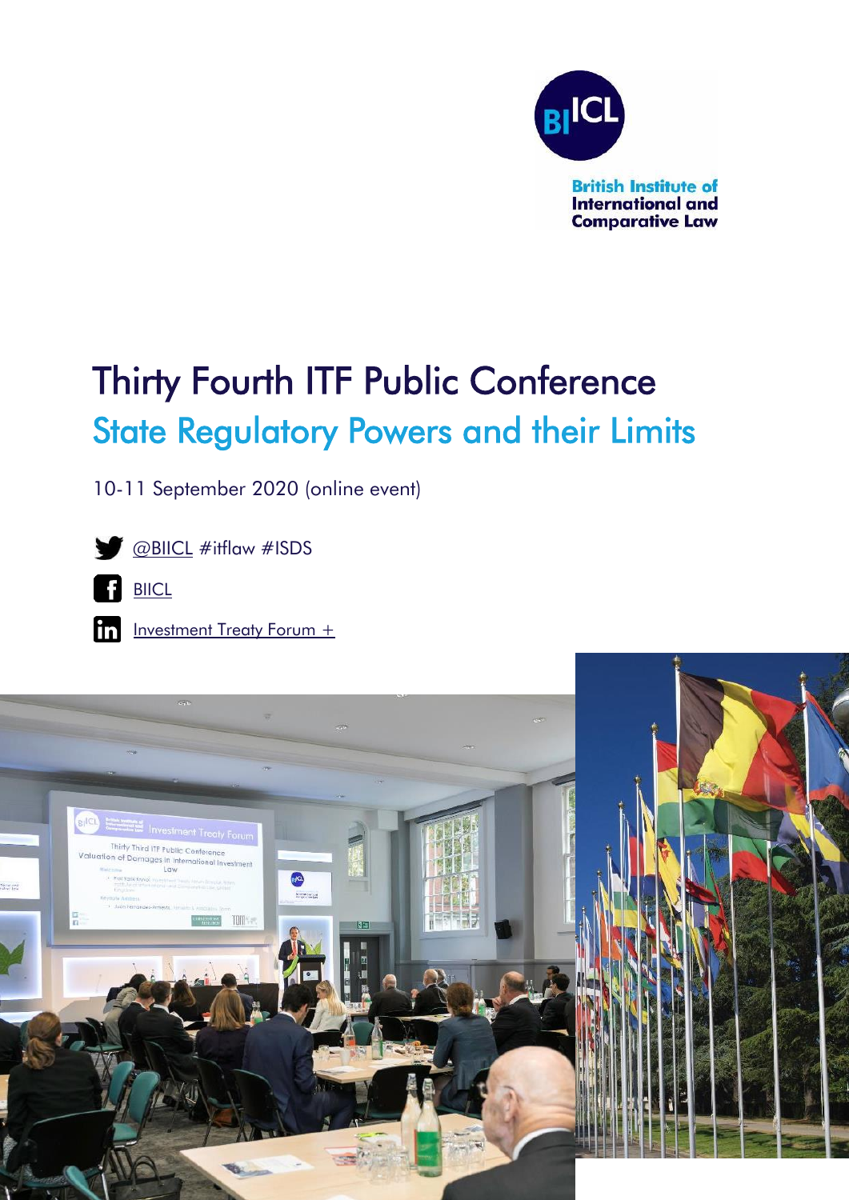British Institute of International and Comparative Law

# Thirty Fourth ITF Public Conference

## State Regulatory Powers and their Limits

10-11 September 2020 (online event)

@BIICL #itflaw #ISDS

BIICL

Investment Treaty Forum +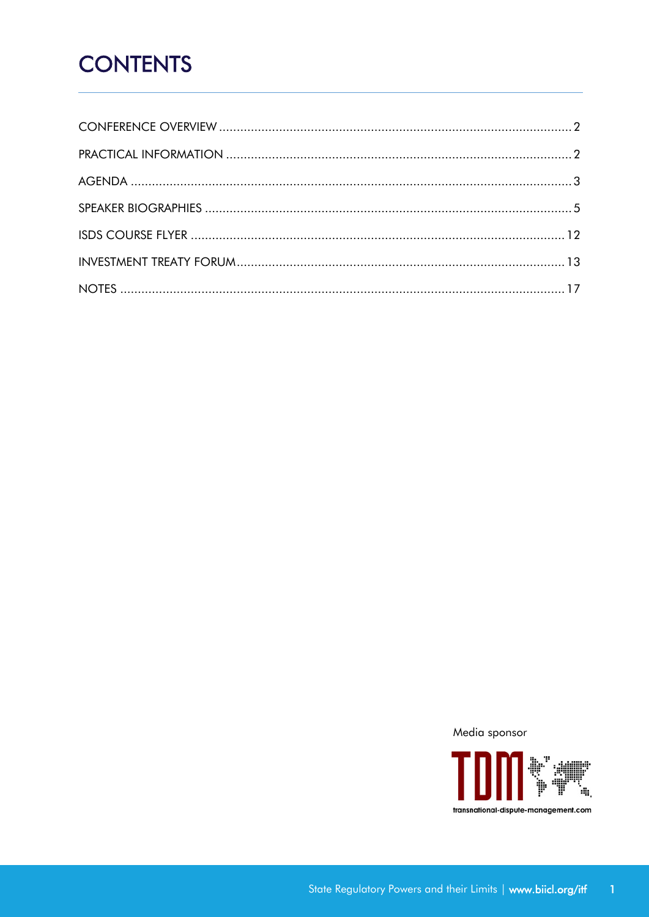# CONTENTS

| | |
|---|---|
| CONFERENCE OVERVIEW | 2 |
| PRACTICAL INFORMATION | 2 |
| AGENDA | 3 |
| SPEAKER BIOGRAPHIES | 5 |
| ISDS COURSE FLYER | 12 |
| INVESTMENT TREATY FORUM | 13 |
| NOTES | 17 |

Media sponsor

TDM

transnational-dispute-management.com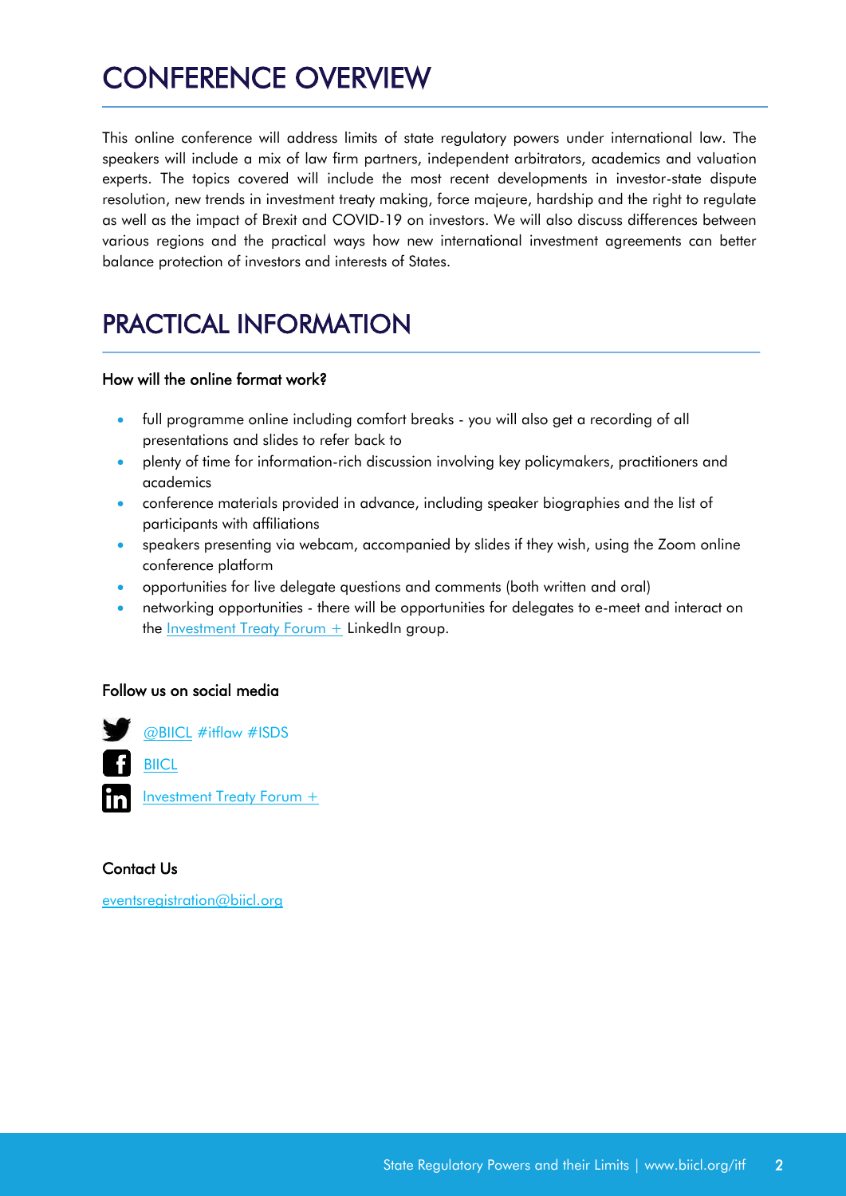# CONFERENCE OVERVIEW

This online conference will address limits of state regulatory powers under international law. The speakers will include a mix of law firm partners, independent arbitrators, academics and valuation experts. The topics covered will include the most recent developments in investor-state dispute resolution, new trends in investment treaty making, force majeure, hardship and the right to regulate as well as the impact of Brexit and COVID-19 on investors. We will also discuss differences between various regions and the practical ways how new international investment agreements can better balance protection of investors and interests of States.

# PRACTICAL INFORMATION

### How will the online format work?

- full programme online including comfort breaks - you will also get a recording of all presentations and slides to refer back to
- plenty of time for information-rich discussion involving key policymakers, practitioners and academics
- conference materials provided in advance, including speaker biographies and the list of participants with affiliations
- speakers presenting via webcam, accompanied by slides if they wish, using the Zoom online conference platform
- opportunities for live delegate questions and comments (both written and oral)
- networking opportunities - there will be opportunities for delegates to e-meet and interact on the Investment Treaty Forum + LinkedIn group.

### Follow us on social media

@BIICL #itflaw #ISDS

BIICL

Investment Treaty Forum +

### Contact Us

eventsregistration@biicl.org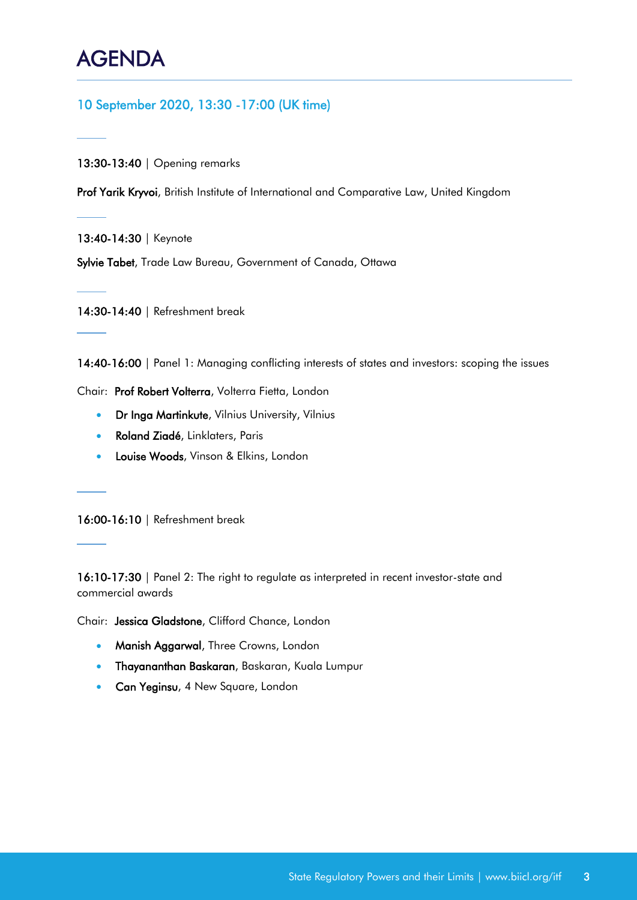# AGENDA

## 10 September 2020, 13:30 -17:00 (UK time)

**13:30-13:40** | Opening remarks

**Prof Yarik Kryvoi**, British Institute of International and Comparative Law, United Kingdom

**13:40-14:30** | Keynote

**Sylvie Tabet**, Trade Law Bureau, Government of Canada, Ottawa

**14:30-14:40** | Refreshment break

**14:40-16:00** | Panel 1: Managing conflicting interests of states and investors: scoping the issues

Chair: **Prof Robert Volterra**, Volterra Fietta, London

- **Dr Inga Martinkute**, Vilnius University, Vilnius
- **Roland Ziadé**, Linklaters, Paris
- **Louise Woods**, Vinson & Elkins, London

**16:00-16:10** | Refreshment break

**16:10-17:30** | Panel 2: The right to regulate as interpreted in recent investor-state and commercial awards

Chair: **Jessica Gladstone**, Clifford Chance, London

- **Manish Aggarwal**, Three Crowns, London
- **Thayananthan Baskaran**, Baskaran, Kuala Lumpur
- **Can Yeginsu**, 4 New Square, London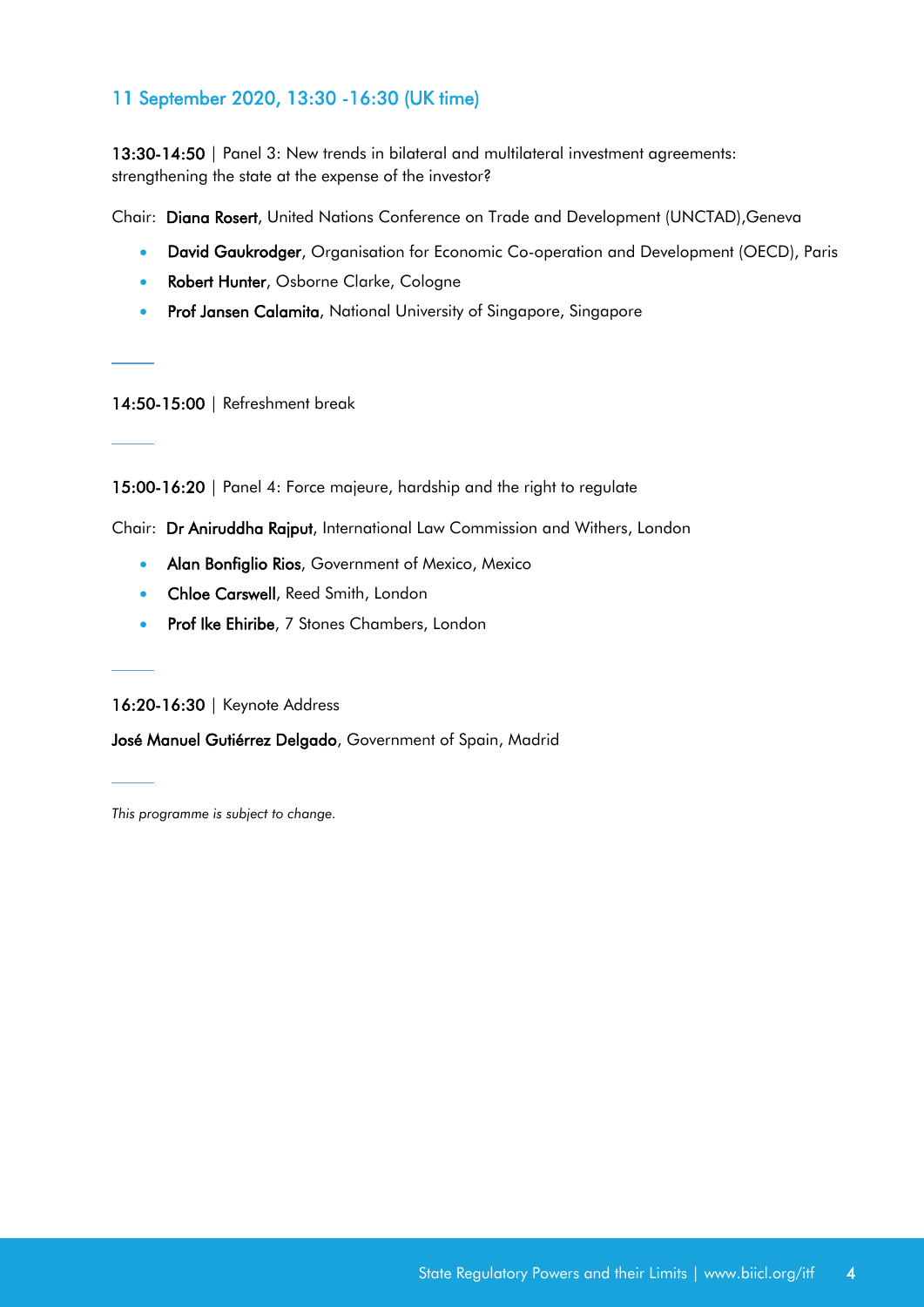## 11 September 2020, 13:30 -16:30 (UK time)

**13:30-14:50** | Panel 3: New trends in bilateral and multilateral investment agreements: strengthening the state at the expense of the investor?

Chair: **Diana Rosert**, United Nations Conference on Trade and Development (UNCTAD),Geneva

- **David Gaukrodger**, Organisation for Economic Co-operation and Development (OECD), Paris
- **Robert Hunter**, Osborne Clarke, Cologne
- **Prof Jansen Calamita**, National University of Singapore, Singapore

---

**14:50-15:00** | Refreshment break

---

**15:00-16:20** | Panel 4: Force majeure, hardship and the right to regulate

Chair: **Dr Aniruddha Rajput**, International Law Commission and Withers, London

- **Alan Bonfiglio Rios**, Government of Mexico, Mexico
- **Chloe Carswell**, Reed Smith, London
- **Prof Ike Ehiribe**, 7 Stones Chambers, London

---

**16:20-16:30** | Keynote Address

**José Manuel Gutiérrez Delgado**, Government of Spain, Madrid

---

*This programme is subject to change.*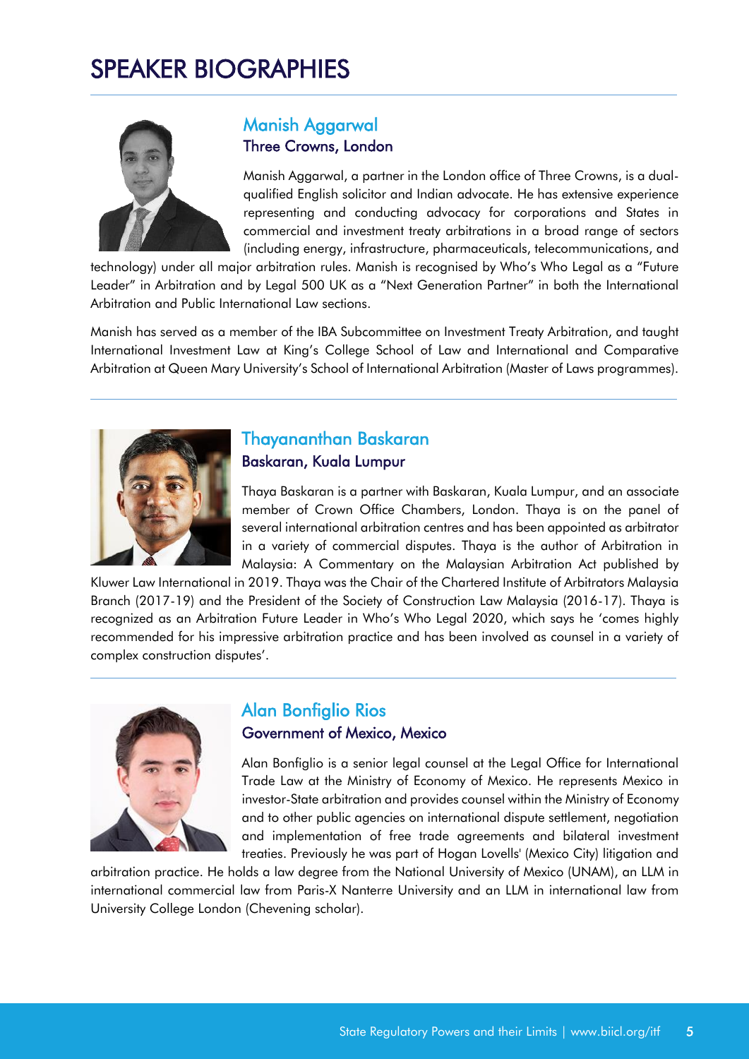# SPEAKER BIOGRAPHIES

## Manish Aggarwal

### Three Crowns, London

Manish Aggarwal, a partner in the London office of Three Crowns, is a dual-qualified English solicitor and Indian advocate. He has extensive experience representing and conducting advocacy for corporations and States in commercial and investment treaty arbitrations in a broad range of sectors (including energy, infrastructure, pharmaceuticals, telecommunications, and technology) under all major arbitration rules. Manish is recognised by Who's Who Legal as a "Future Leader" in Arbitration and by Legal 500 UK as a "Next Generation Partner" in both the International Arbitration and Public International Law sections.

Manish has served as a member of the IBA Subcommittee on Investment Treaty Arbitration, and taught International Investment Law at King's College School of Law and International and Comparative Arbitration at Queen Mary University's School of International Arbitration (Master of Laws programmes).

## Thayananthan Baskaran

### Baskaran, Kuala Lumpur

Thaya Baskaran is a partner with Baskaran, Kuala Lumpur, and an associate member of Crown Office Chambers, London. Thaya is on the panel of several international arbitration centres and has been appointed as arbitrator in a variety of commercial disputes. Thaya is the author of Arbitration in Malaysia: A Commentary on the Malaysian Arbitration Act published by Kluwer Law International in 2019. Thaya was the Chair of the Chartered Institute of Arbitrators Malaysia Branch (2017-19) and the President of the Society of Construction Law Malaysia (2016-17). Thaya is recognized as an Arbitration Future Leader in Who's Who Legal 2020, which says he 'comes highly recommended for his impressive arbitration practice and has been involved as counsel in a variety of complex construction disputes'.

## Alan Bonfiglio Rios

### Government of Mexico, Mexico

Alan Bonfiglio is a senior legal counsel at the Legal Office for International Trade Law at the Ministry of Economy of Mexico. He represents Mexico in investor-State arbitration and provides counsel within the Ministry of Economy and to other public agencies on international dispute settlement, negotiation and implementation of free trade agreements and bilateral investment treaties. Previously he was part of Hogan Lovells' (Mexico City) litigation and arbitration practice. He holds a law degree from the National University of Mexico (UNAM), an LLM in international commercial law from Paris-X Nanterre University and an LLM in international law from University College London (Chevening scholar).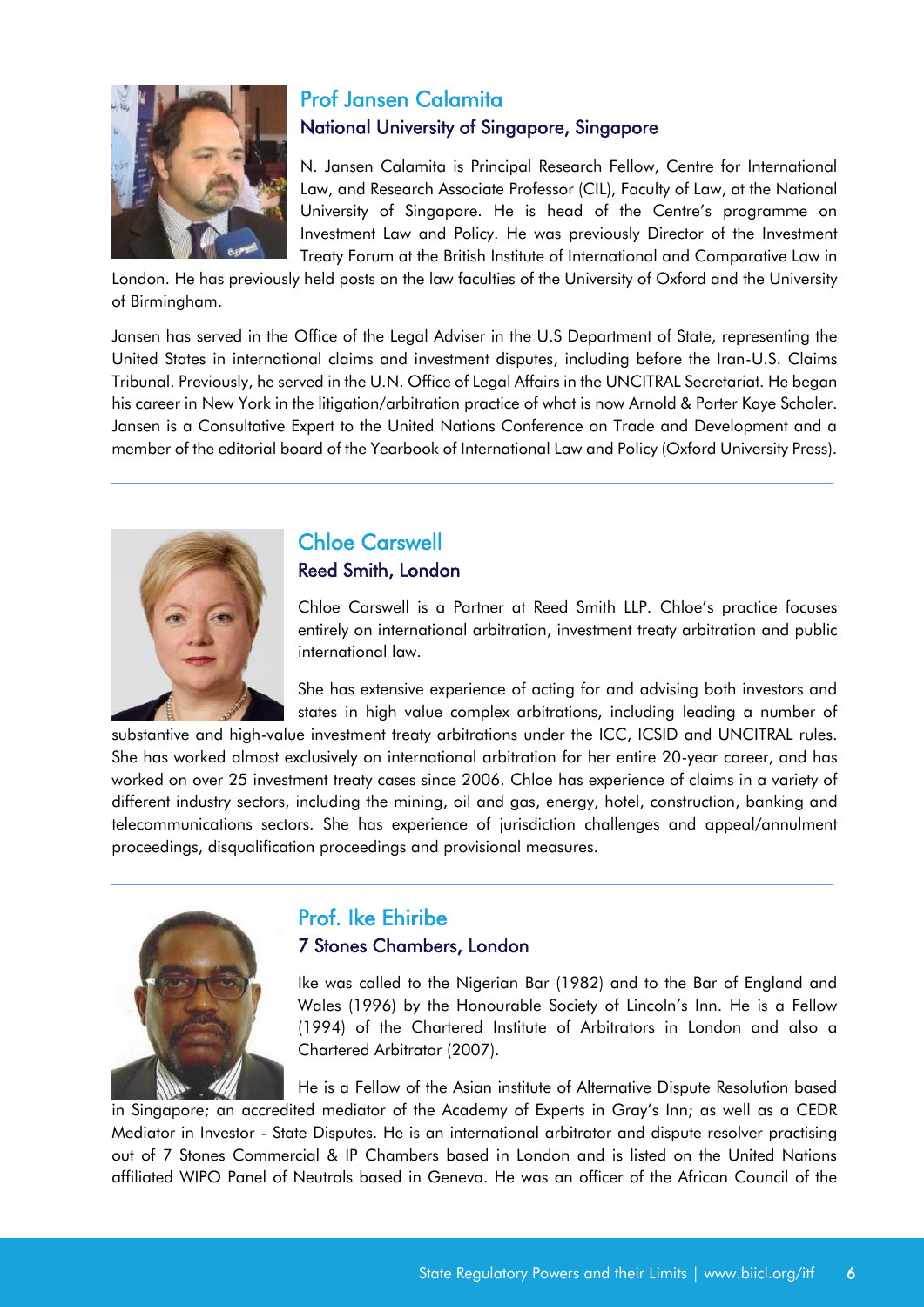## Prof Jansen Calamita

### National University of Singapore, Singapore

N. Jansen Calamita is Principal Research Fellow, Centre for International Law, and Research Associate Professor (CIL), Faculty of Law, at the National University of Singapore. He is head of the Centre's programme on Investment Law and Policy. He was previously Director of the Investment Treaty Forum at the British Institute of International and Comparative Law in London. He has previously held posts on the law faculties of the University of Oxford and the University of Birmingham.

Jansen has served in the Office of the Legal Adviser in the U.S Department of State, representing the United States in international claims and investment disputes, including before the Iran-U.S. Claims Tribunal. Previously, he served in the U.N. Office of Legal Affairs in the UNCITRAL Secretariat. He began his career in New York in the litigation/arbitration practice of what is now Arnold & Porter Kaye Scholer. Jansen is a Consultative Expert to the United Nations Conference on Trade and Development and a member of the editorial board of the Yearbook of International Law and Policy (Oxford University Press).

---

## Chloe Carswell

### Reed Smith, London

Chloe Carswell is a Partner at Reed Smith LLP. Chloe's practice focuses entirely on international arbitration, investment treaty arbitration and public international law.

She has extensive experience of acting for and advising both investors and states in high value complex arbitrations, including leading a number of substantive and high-value investment treaty arbitrations under the ICC, ICSID and UNCITRAL rules. She has worked almost exclusively on international arbitration for her entire 20-year career, and has worked on over 25 investment treaty cases since 2006. Chloe has experience of claims in a variety of different industry sectors, including the mining, oil and gas, energy, hotel, construction, banking and telecommunications sectors. She has experience of jurisdiction challenges and appeal/annulment proceedings, disqualification proceedings and provisional measures.

---

## Prof. Ike Ehiribe

### 7 Stones Chambers, London

Ike was called to the Nigerian Bar (1982) and to the Bar of England and Wales (1996) by the Honourable Society of Lincoln's Inn. He is a Fellow (1994) of the Chartered Institute of Arbitrators in London and also a Chartered Arbitrator (2007).

He is a Fellow of the Asian institute of Alternative Dispute Resolution based in Singapore; an accredited mediator of the Academy of Experts in Gray's Inn; as well as a CEDR Mediator in Investor - State Disputes. He is an international arbitrator and dispute resolver practising out of 7 Stones Commercial & IP Chambers based in London and is listed on the United Nations affiliated WIPO Panel of Neutrals based in Geneva. He was an officer of the African Council of the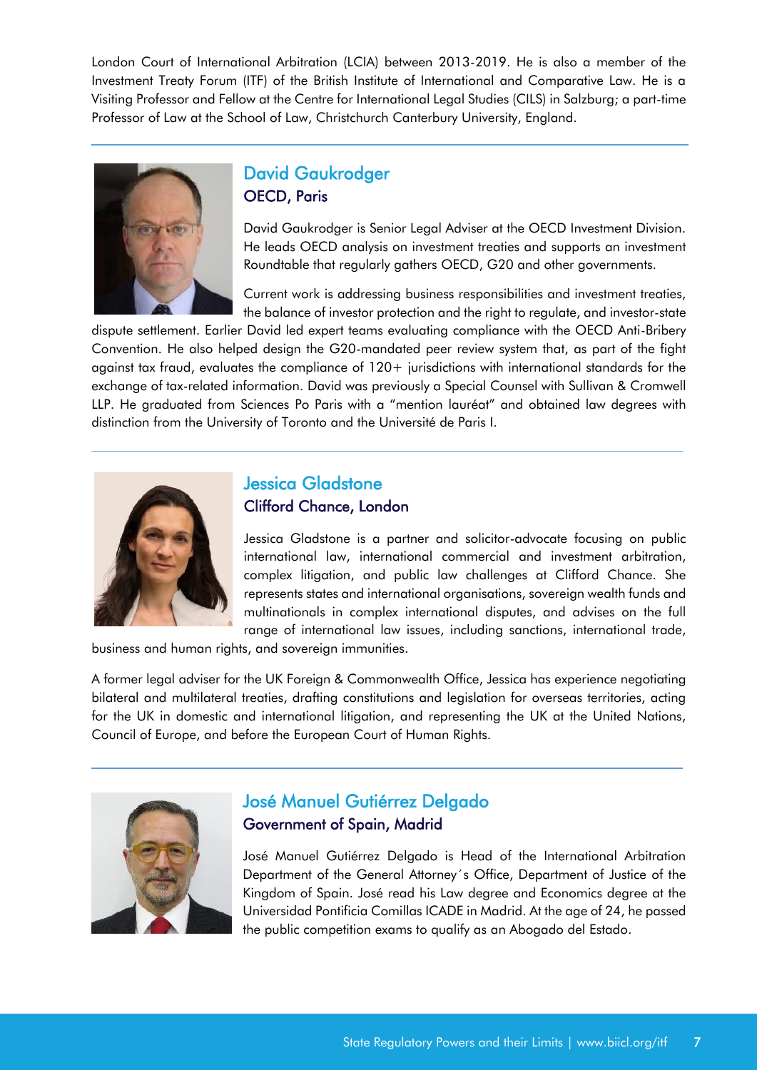London Court of International Arbitration (LCIA) between 2013-2019. He is also a member of the Investment Treaty Forum (ITF) of the British Institute of International and Comparative Law. He is a Visiting Professor and Fellow at the Centre for International Legal Studies (CILS) in Salzburg; a part-time Professor of Law at the School of Law, Christchurch Canterbury University, England.

---

## David Gaukrodger

### OECD, Paris

David Gaukrodger is Senior Legal Adviser at the OECD Investment Division. He leads OECD analysis on investment treaties and supports an investment Roundtable that regularly gathers OECD, G20 and other governments.

Current work is addressing business responsibilities and investment treaties, the balance of investor protection and the right to regulate, and investor-state dispute settlement. Earlier David led expert teams evaluating compliance with the OECD Anti-Bribery Convention. He also helped design the G20-mandated peer review system that, as part of the fight against tax fraud, evaluates the compliance of 120+ jurisdictions with international standards for the exchange of tax-related information. David was previously a Special Counsel with Sullivan & Cromwell LLP. He graduated from Sciences Po Paris with a "mention lauréat" and obtained law degrees with distinction from the University of Toronto and the Université de Paris I.

---

## Jessica Gladstone

### Clifford Chance, London

Jessica Gladstone is a partner and solicitor-advocate focusing on public international law, international commercial and investment arbitration, complex litigation, and public law challenges at Clifford Chance. She represents states and international organisations, sovereign wealth funds and multinationals in complex international disputes, and advises on the full range of international law issues, including sanctions, international trade, business and human rights, and sovereign immunities.

A former legal adviser for the UK Foreign & Commonwealth Office, Jessica has experience negotiating bilateral and multilateral treaties, drafting constitutions and legislation for overseas territories, acting for the UK in domestic and international litigation, and representing the UK at the United Nations, Council of Europe, and before the European Court of Human Rights.

---

## José Manuel Gutiérrez Delgado

### Government of Spain, Madrid

José Manuel Gutiérrez Delgado is Head of the International Arbitration Department of the General Attorney´s Office, Department of Justice of the Kingdom of Spain. José read his Law degree and Economics degree at the Universidad Pontificia Comillas ICADE in Madrid. At the age of 24, he passed the public competition exams to qualify as an Abogado del Estado.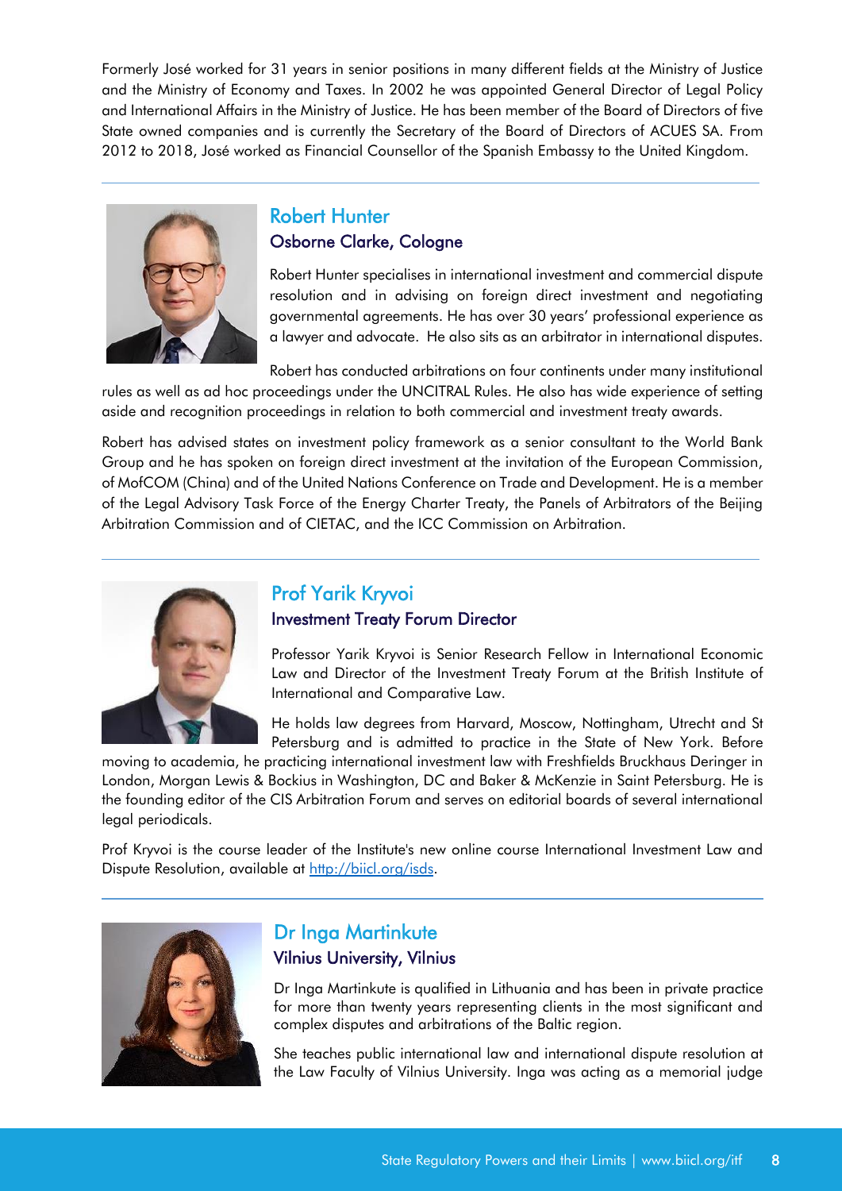Formerly José worked for 31 years in senior positions in many different fields at the Ministry of Justice and the Ministry of Economy and Taxes. In 2002 he was appointed General Director of Legal Policy and International Affairs in the Ministry of Justice. He has been member of the Board of Directors of five State owned companies and is currently the Secretary of the Board of Directors of ACUES SA. From 2012 to 2018, José worked as Financial Counsellor of the Spanish Embassy to the United Kingdom.

## Robert Hunter

### Osborne Clarke, Cologne

Robert Hunter specialises in international investment and commercial dispute resolution and in advising on foreign direct investment and negotiating governmental agreements. He has over 30 years' professional experience as a lawyer and advocate. He also sits as an arbitrator in international disputes.

Robert has conducted arbitrations on four continents under many institutional rules as well as ad hoc proceedings under the UNCITRAL Rules. He also has wide experience of setting aside and recognition proceedings in relation to both commercial and investment treaty awards.

Robert has advised states on investment policy framework as a senior consultant to the World Bank Group and he has spoken on foreign direct investment at the invitation of the European Commission, of MofCOM (China) and of the United Nations Conference on Trade and Development. He is a member of the Legal Advisory Task Force of the Energy Charter Treaty, the Panels of Arbitrators of the Beijing Arbitration Commission and of CIETAC, and the ICC Commission on Arbitration.

## Prof Yarik Kryvoi

### Investment Treaty Forum Director

Professor Yarik Kryvoi is Senior Research Fellow in International Economic Law and Director of the Investment Treaty Forum at the British Institute of International and Comparative Law.

He holds law degrees from Harvard, Moscow, Nottingham, Utrecht and St Petersburg and is admitted to practice in the State of New York. Before moving to academia, he practicing international investment law with Freshfields Bruckhaus Deringer in London, Morgan Lewis & Bockius in Washington, DC and Baker & McKenzie in Saint Petersburg. He is the founding editor of the CIS Arbitration Forum and serves on editorial boards of several international legal periodicals.

Prof Kryvoi is the course leader of the Institute's new online course International Investment Law and Dispute Resolution, available at http://biicl.org/isds.

## Dr Inga Martinkute

### Vilnius University, Vilnius

Dr Inga Martinkute is qualified in Lithuania and has been in private practice for more than twenty years representing clients in the most significant and complex disputes and arbitrations of the Baltic region.

She teaches public international law and international dispute resolution at the Law Faculty of Vilnius University. Inga was acting as a memorial judge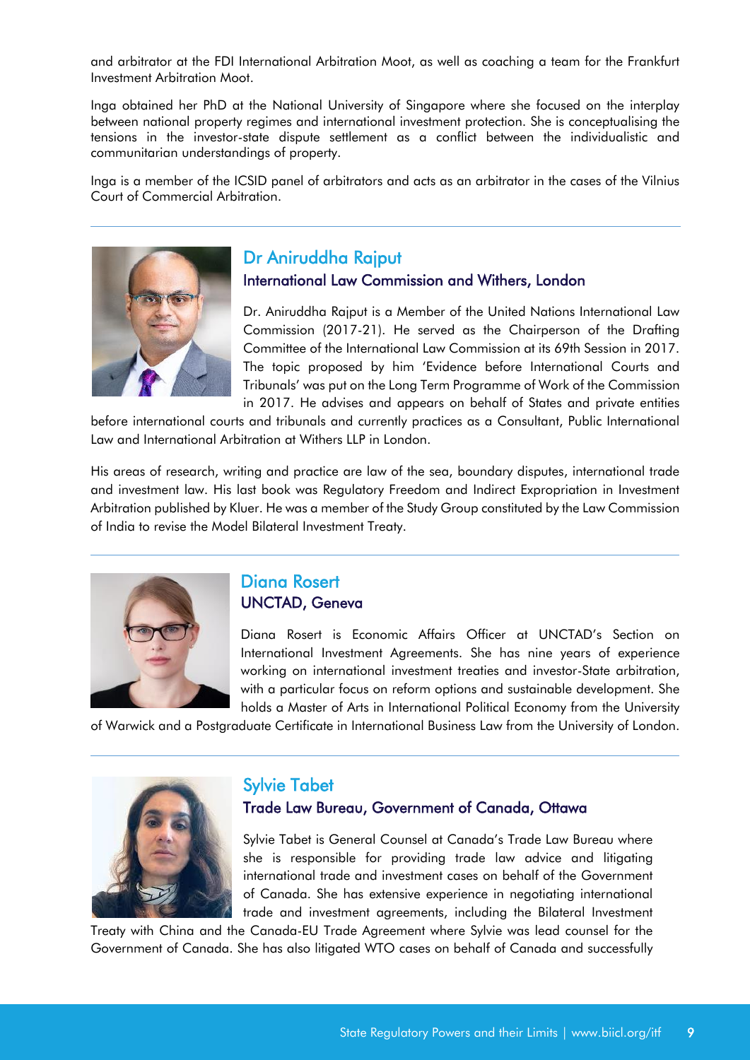and arbitrator at the FDI International Arbitration Moot, as well as coaching a team for the Frankfurt Investment Arbitration Moot.

Inga obtained her PhD at the National University of Singapore where she focused on the interplay between national property regimes and international investment protection. She is conceptualising the tensions in the investor-state dispute settlement as a conflict between the individualistic and communitarian understandings of property.

Inga is a member of the ICSID panel of arbitrators and acts as an arbitrator in the cases of the Vilnius Court of Commercial Arbitration.

---

## Dr Aniruddha Rajput

### International Law Commission and Withers, London

Dr. Aniruddha Rajput is a Member of the United Nations International Law Commission (2017-21). He served as the Chairperson of the Drafting Committee of the International Law Commission at its 69th Session in 2017. The topic proposed by him 'Evidence before International Courts and Tribunals' was put on the Long Term Programme of Work of the Commission in 2017. He advises and appears on behalf of States and private entities before international courts and tribunals and currently practices as a Consultant, Public International Law and International Arbitration at Withers LLP in London.

His areas of research, writing and practice are law of the sea, boundary disputes, international trade and investment law. His last book was Regulatory Freedom and Indirect Expropriation in Investment Arbitration published by Kluer. He was a member of the Study Group constituted by the Law Commission of India to revise the Model Bilateral Investment Treaty.

---

## Diana Rosert

### UNCTAD, Geneva

Diana Rosert is Economic Affairs Officer at UNCTAD's Section on International Investment Agreements. She has nine years of experience working on international investment treaties and investor-State arbitration, with a particular focus on reform options and sustainable development. She holds a Master of Arts in International Political Economy from the University of Warwick and a Postgraduate Certificate in International Business Law from the University of London.

---

## Sylvie Tabet

### Trade Law Bureau, Government of Canada, Ottawa

Sylvie Tabet is General Counsel at Canada's Trade Law Bureau where she is responsible for providing trade law advice and litigating international trade and investment cases on behalf of the Government of Canada. She has extensive experience in negotiating international trade and investment agreements, including the Bilateral Investment Treaty with China and the Canada-EU Trade Agreement where Sylvie was lead counsel for the Government of Canada. She has also litigated WTO cases on behalf of Canada and successfully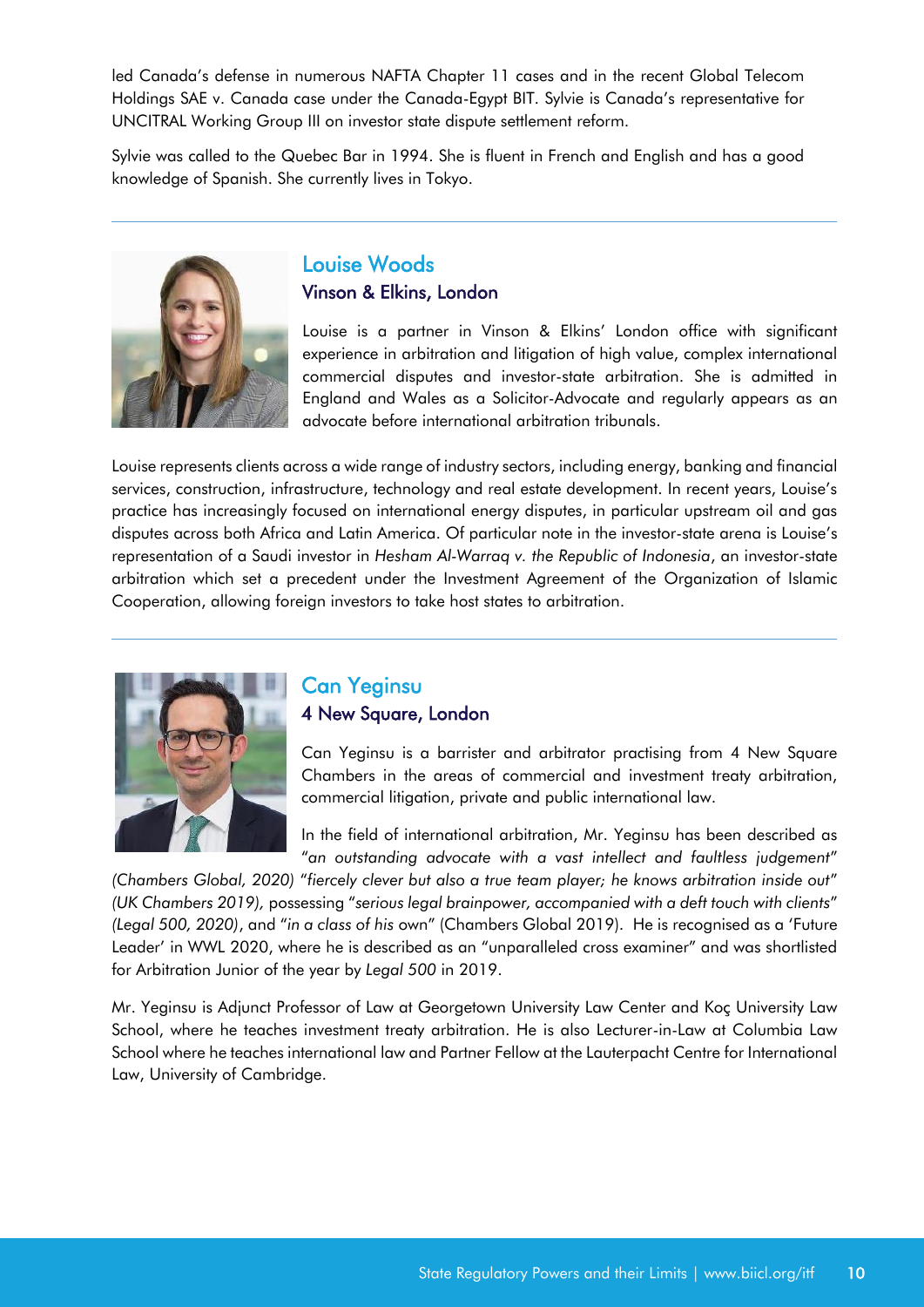led Canada's defense in numerous NAFTA Chapter 11 cases and in the recent Global Telecom Holdings SAE v. Canada case under the Canada-Egypt BIT. Sylvie is Canada's representative for UNCITRAL Working Group III on investor state dispute settlement reform.

Sylvie was called to the Quebec Bar in 1994. She is fluent in French and English and has a good knowledge of Spanish. She currently lives in Tokyo.

---

## Louise Woods

### Vinson & Elkins, London

Louise is a partner in Vinson & Elkins' London office with significant experience in arbitration and litigation of high value, complex international commercial disputes and investor-state arbitration. She is admitted in England and Wales as a Solicitor-Advocate and regularly appears as an advocate before international arbitration tribunals.

Louise represents clients across a wide range of industry sectors, including energy, banking and financial services, construction, infrastructure, technology and real estate development. In recent years, Louise's practice has increasingly focused on international energy disputes, in particular upstream oil and gas disputes across both Africa and Latin America. Of particular note in the investor-state arena is Louise's representation of a Saudi investor in *Hesham Al-Warraq v. the Republic of Indonesia*, an investor-state arbitration which set a precedent under the Investment Agreement of the Organization of Islamic Cooperation, allowing foreign investors to take host states to arbitration.

---

## Can Yeginsu

### 4 New Square, London

Can Yeginsu is a barrister and arbitrator practising from 4 New Square Chambers in the areas of commercial and investment treaty arbitration, commercial litigation, private and public international law.

In the field of international arbitration, Mr. Yeginsu has been described as "*an outstanding advocate with a vast intellect and faultless judgement*" *(Chambers Global, 2020)* "*fiercely clever but also a true team player; he knows arbitration inside out*" *(UK Chambers 2019),* possessing "*serious legal brainpower, accompanied with a deft touch with clients*" *(Legal 500, 2020)*, and "*in a class of his* own" (Chambers Global 2019). He is recognised as a 'Future Leader' in WWL 2020, where he is described as an "unparalleled cross examiner" and was shortlisted for Arbitration Junior of the year by *Legal 500* in 2019.

Mr. Yeginsu is Adjunct Professor of Law at Georgetown University Law Center and Koç University Law School, where he teaches investment treaty arbitration. He is also Lecturer-in-Law at Columbia Law School where he teaches international law and Partner Fellow at the Lauterpacht Centre for International Law, University of Cambridge.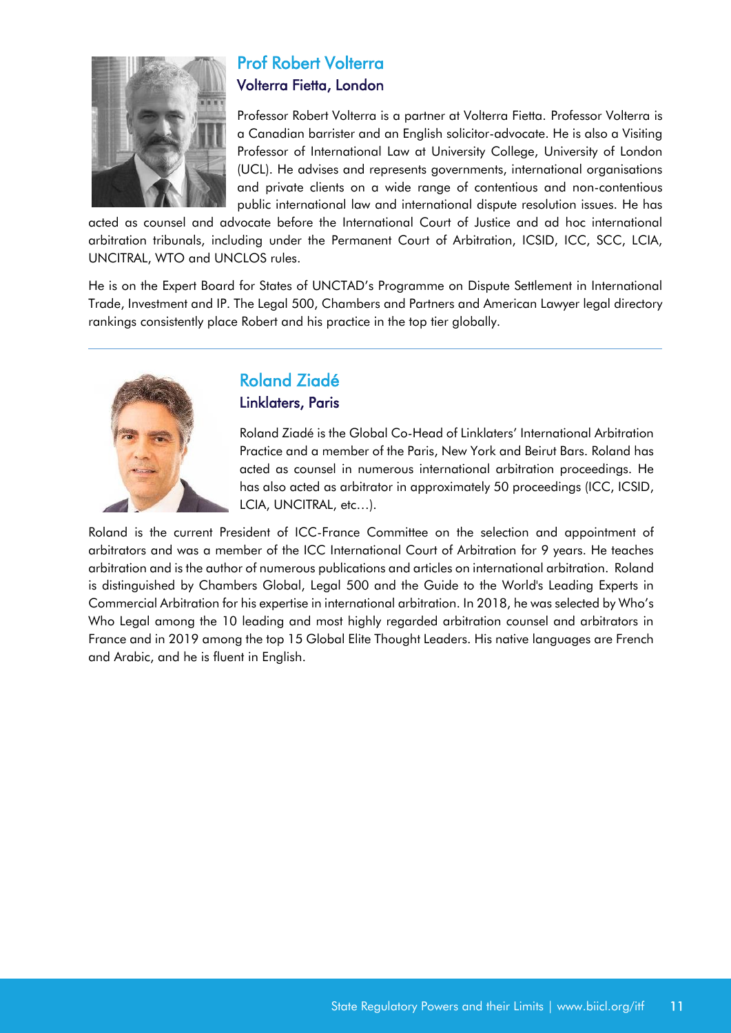## Prof Robert Volterra

### Volterra Fietta, London

Professor Robert Volterra is a partner at Volterra Fietta. Professor Volterra is a Canadian barrister and an English solicitor-advocate. He is also a Visiting Professor of International Law at University College, University of London (UCL). He advises and represents governments, international organisations and private clients on a wide range of contentious and non-contentious public international law and international dispute resolution issues. He has acted as counsel and advocate before the International Court of Justice and ad hoc international arbitration tribunals, including under the Permanent Court of Arbitration, ICSID, ICC, SCC, LCIA, UNCITRAL, WTO and UNCLOS rules.

He is on the Expert Board for States of UNCTAD's Programme on Dispute Settlement in International Trade, Investment and IP. The Legal 500, Chambers and Partners and American Lawyer legal directory rankings consistently place Robert and his practice in the top tier globally.

---

## Roland Ziadé

### Linklaters, Paris

Roland Ziadé is the Global Co-Head of Linklaters' International Arbitration Practice and a member of the Paris, New York and Beirut Bars. Roland has acted as counsel in numerous international arbitration proceedings. He has also acted as arbitrator in approximately 50 proceedings (ICC, ICSID, LCIA, UNCITRAL, etc…).

Roland is the current President of ICC-France Committee on the selection and appointment of arbitrators and was a member of the ICC International Court of Arbitration for 9 years. He teaches arbitration and is the author of numerous publications and articles on international arbitration. Roland is distinguished by Chambers Global, Legal 500 and the Guide to the World's Leading Experts in Commercial Arbitration for his expertise in international arbitration. In 2018, he was selected by Who's Who Legal among the 10 leading and most highly regarded arbitration counsel and arbitrators in France and in 2019 among the top 15 Global Elite Thought Leaders. His native languages are French and Arabic, and he is fluent in English.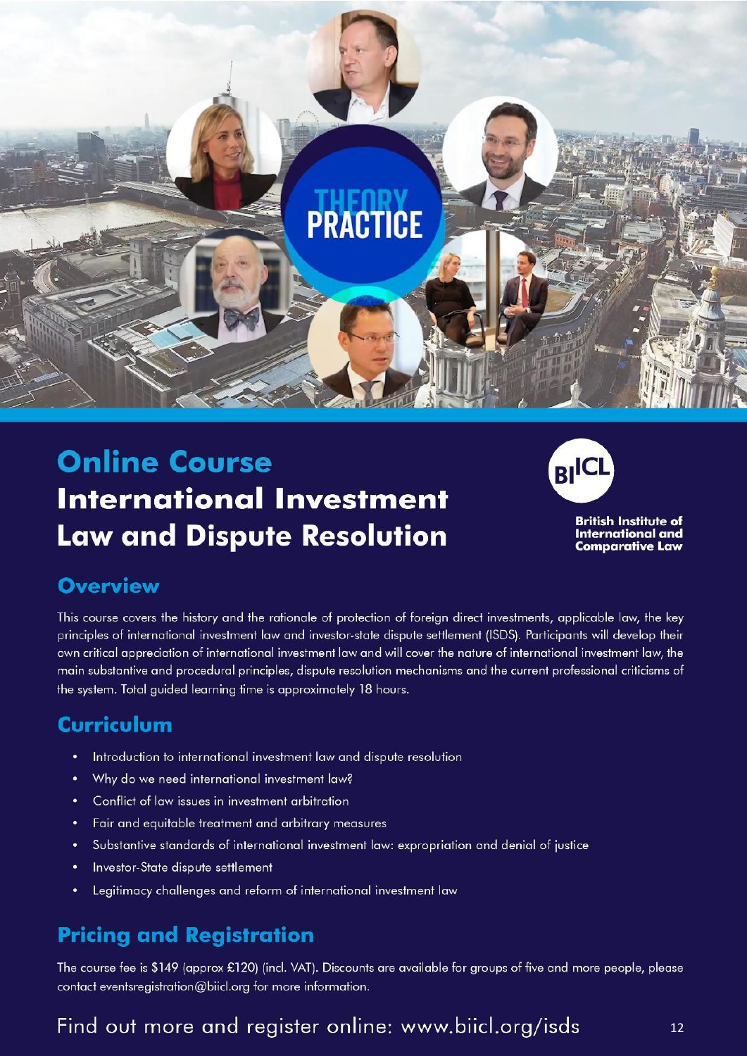# Online Course

## International Investment Law and Dispute Resolution

British Institute of International and Comparative Law

## Overview

This course covers the history and the rationale of protection of foreign direct investments, applicable law, the key principles of international investment law and investor-state dispute settlement (ISDS). Participants will develop their own critical appreciation of international investment law and will cover the nature of international investment law, the main substantive and procedural principles, dispute resolution mechanisms and the current professional criticisms of the system. Total guided learning time is approximately 18 hours.

## Curriculum

- Introduction to international investment law and dispute resolution
- Why do we need international investment law?
- Conflict of law issues in investment arbitration
- Fair and equitable treatment and arbitrary measures
- Substantive standards of international investment law: expropriation and denial of justice
- Investor-State dispute settlement
- Legitimacy challenges and reform of international investment law

## Pricing and Registration

The course fee is $149 (approx £120) (incl. VAT). Discounts are available for groups of five and more people, please contact eventsregistration@biicl.org for more information.

Find out more and register online: www.biicl.org/isds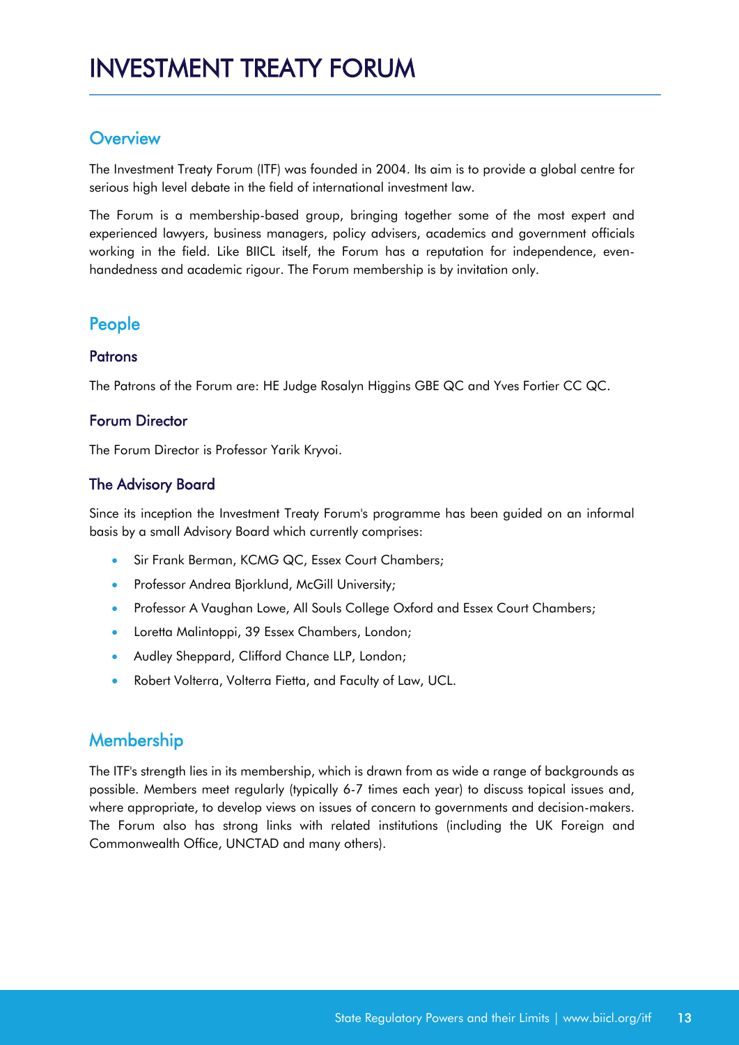# INVESTMENT TREATY FORUM

## Overview

The Investment Treaty Forum (ITF) was founded in 2004. Its aim is to provide a global centre for serious high level debate in the field of international investment law.

The Forum is a membership-based group, bringing together some of the most expert and experienced lawyers, business managers, policy advisers, academics and government officials working in the field. Like BIICL itself, the Forum has a reputation for independence, even-handedness and academic rigour. The Forum membership is by invitation only.

## People

### Patrons

The Patrons of the Forum are: HE Judge Rosalyn Higgins GBE QC and Yves Fortier CC QC.

### Forum Director

The Forum Director is Professor Yarik Kryvoi.

### The Advisory Board

Since its inception the Investment Treaty Forum's programme has been guided on an informal basis by a small Advisory Board which currently comprises:

- Sir Frank Berman, KCMG QC, Essex Court Chambers;
- Professor Andrea Bjorklund, McGill University;
- Professor A Vaughan Lowe, All Souls College Oxford and Essex Court Chambers;
- Loretta Malintoppi, 39 Essex Chambers, London;
- Audley Sheppard, Clifford Chance LLP, London;
- Robert Volterra, Volterra Fietta, and Faculty of Law, UCL.

## Membership

The ITF's strength lies in its membership, which is drawn from as wide a range of backgrounds as possible. Members meet regularly (typically 6-7 times each year) to discuss topical issues and, where appropriate, to develop views on issues of concern to governments and decision-makers. The Forum also has strong links with related institutions (including the UK Foreign and Commonwealth Office, UNCTAD and many others).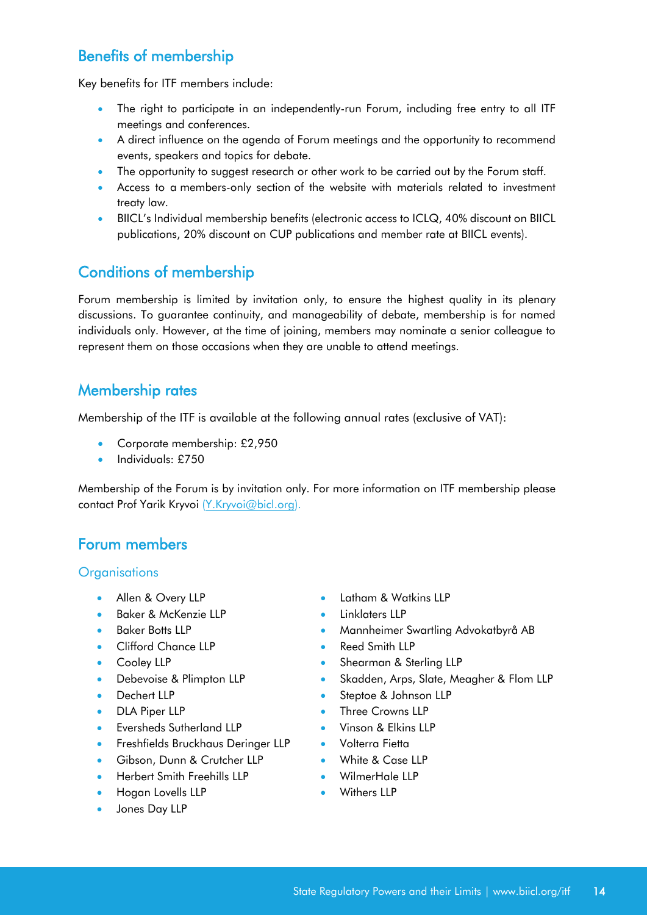## Benefits of membership

Key benefits for ITF members include:

- The right to participate in an independently-run Forum, including free entry to all ITF meetings and conferences.
- A direct influence on the agenda of Forum meetings and the opportunity to recommend events, speakers and topics for debate.
- The opportunity to suggest research or other work to be carried out by the Forum staff.
- Access to a members-only section of the website with materials related to investment treaty law.
- BIICL's Individual membership benefits (electronic access to ICLQ, 40% discount on BIICL publications, 20% discount on CUP publications and member rate at BIICL events).

## Conditions of membership

Forum membership is limited by invitation only, to ensure the highest quality in its plenary discussions. To guarantee continuity, and manageability of debate, membership is for named individuals only. However, at the time of joining, members may nominate a senior colleague to represent them on those occasions when they are unable to attend meetings.

## Membership rates

Membership of the ITF is available at the following annual rates (exclusive of VAT):

- Corporate membership: £2,950
- Individuals: £750

Membership of the Forum is by invitation only. For more information on ITF membership please contact Prof Yarik Kryvoi (Y.Kryvoi@bicl.org).

## Forum members

### Organisations

- Allen & Overy LLP
- Baker & McKenzie LLP
- Baker Botts LLP
- Clifford Chance LLP
- Cooley LLP
- Debevoise & Plimpton LLP
- Dechert LLP
- DLA Piper LLP
- Eversheds Sutherland LLP
- Freshfields Bruckhaus Deringer LLP
- Gibson, Dunn & Crutcher LLP
- Herbert Smith Freehills LLP
- Hogan Lovells LLP
- Jones Day LLP
- Latham & Watkins LLP
- Linklaters LLP
- Mannheimer Swartling Advokatbyrå AB
- Reed Smith LLP
- Shearman & Sterling LLP
- Skadden, Arps, Slate, Meagher & Flom LLP
- Steptoe & Johnson LLP
- Three Crowns LLP
- Vinson & Elkins LLP
- Volterra Fietta
- White & Case LLP
- WilmerHale LLP
- Withers LLP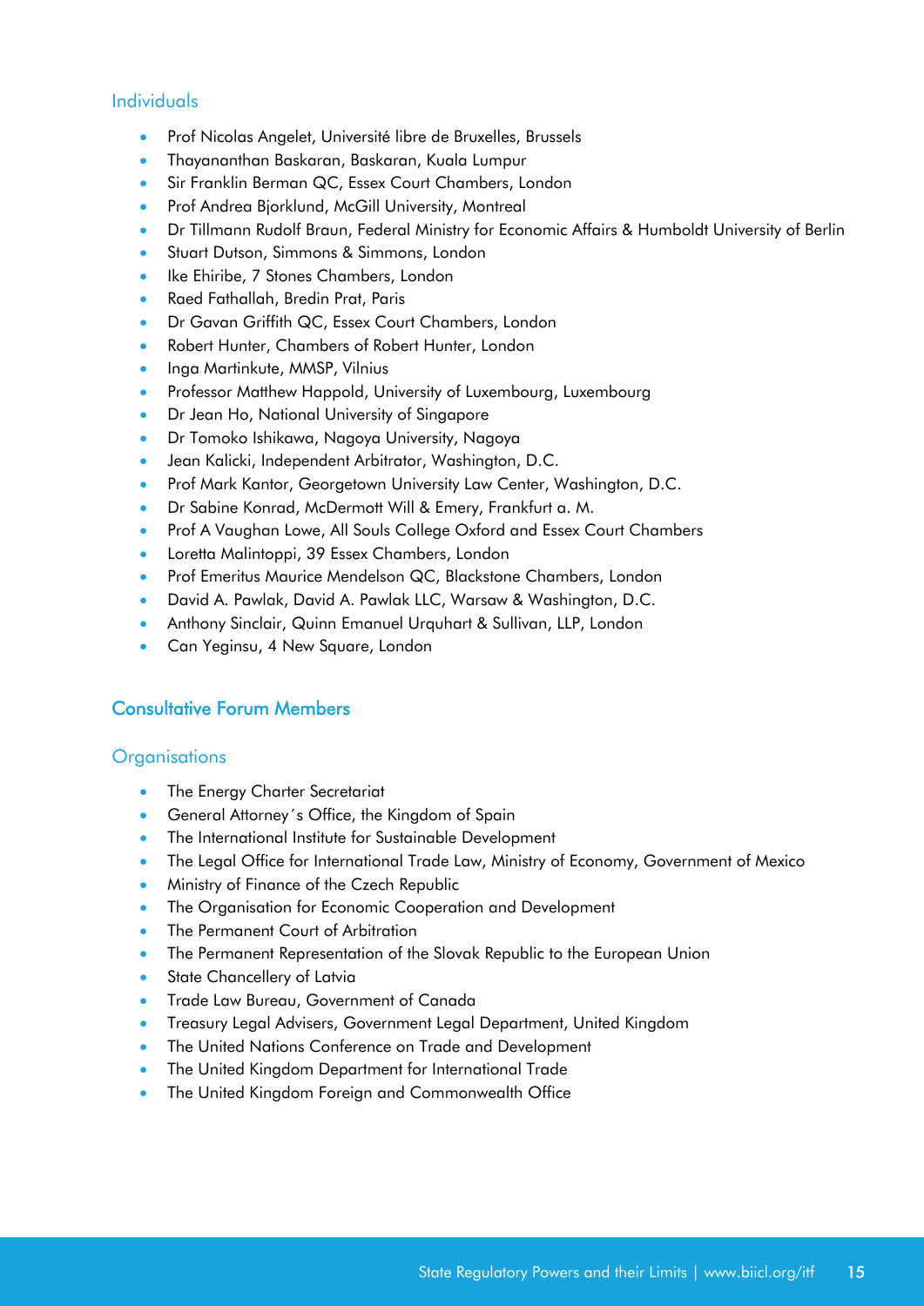### Individuals

- Prof Nicolas Angelet, Université libre de Bruxelles, Brussels
- Thayananthan Baskaran, Baskaran, Kuala Lumpur
- Sir Franklin Berman QC, Essex Court Chambers, London
- Prof Andrea Bjorklund, McGill University, Montreal
- Dr Tillmann Rudolf Braun, Federal Ministry for Economic Affairs & Humboldt University of Berlin
- Stuart Dutson, Simmons & Simmons, London
- Ike Ehiribe, 7 Stones Chambers, London
- Raed Fathallah, Bredin Prat, Paris
- Dr Gavan Griffith QC, Essex Court Chambers, London
- Robert Hunter, Chambers of Robert Hunter, London
- Inga Martinkute, MMSP, Vilnius
- Professor Matthew Happold, University of Luxembourg, Luxembourg
- Dr Jean Ho, National University of Singapore
- Dr Tomoko Ishikawa, Nagoya University, Nagoya
- Jean Kalicki, Independent Arbitrator, Washington, D.C.
- Prof Mark Kantor, Georgetown University Law Center, Washington, D.C.
- Dr Sabine Konrad, McDermott Will & Emery, Frankfurt a. M.
- Prof A Vaughan Lowe, All Souls College Oxford and Essex Court Chambers
- Loretta Malintoppi, 39 Essex Chambers, London
- Prof Emeritus Maurice Mendelson QC, Blackstone Chambers, London
- David A. Pawlak, David A. Pawlak LLC, Warsaw & Washington, D.C.
- Anthony Sinclair, Quinn Emanuel Urquhart & Sullivan, LLP, London
- Can Yeginsu, 4 New Square, London

## Consultative Forum Members

### Organisations

- The Energy Charter Secretariat
- General Attorney´s Office, the Kingdom of Spain
- The International Institute for Sustainable Development
- The Legal Office for International Trade Law, Ministry of Economy, Government of Mexico
- Ministry of Finance of the Czech Republic
- The Organisation for Economic Cooperation and Development
- The Permanent Court of Arbitration
- The Permanent Representation of the Slovak Republic to the European Union
- State Chancellery of Latvia
- Trade Law Bureau, Government of Canada
- Treasury Legal Advisers, Government Legal Department, United Kingdom
- The United Nations Conference on Trade and Development
- The United Kingdom Department for International Trade
- The United Kingdom Foreign and Commonwealth Office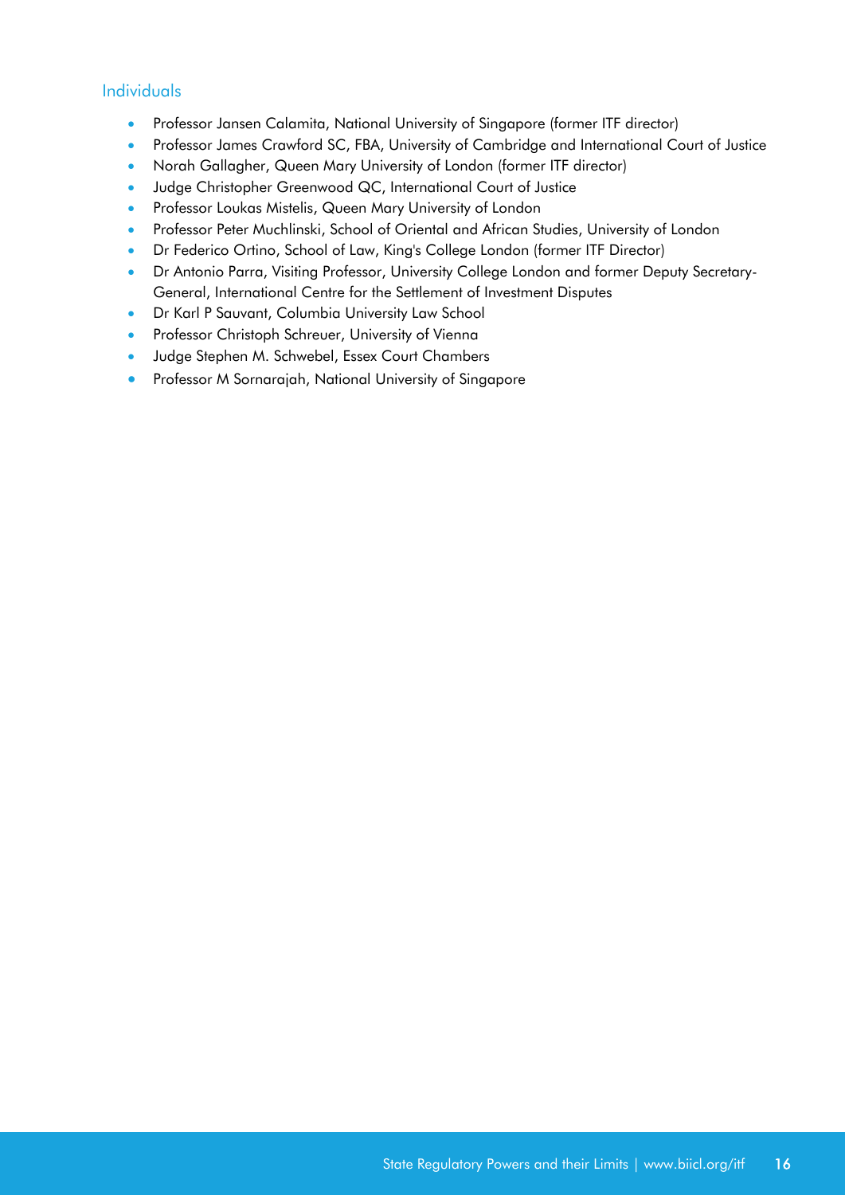### Individuals

- Professor Jansen Calamita, National University of Singapore (former ITF director)
- Professor James Crawford SC, FBA, University of Cambridge and International Court of Justice
- Norah Gallagher, Queen Mary University of London (former ITF director)
- Judge Christopher Greenwood QC, International Court of Justice
- Professor Loukas Mistelis, Queen Mary University of London
- Professor Peter Muchlinski, School of Oriental and African Studies, University of London
- Dr Federico Ortino, School of Law, King's College London (former ITF Director)
- Dr Antonio Parra, Visiting Professor, University College London and former Deputy Secretary-General, International Centre for the Settlement of Investment Disputes
- Dr Karl P Sauvant, Columbia University Law School
- Professor Christoph Schreuer, University of Vienna
- Judge Stephen M. Schwebel, Essex Court Chambers
- Professor M Sornarajah, National University of Singapore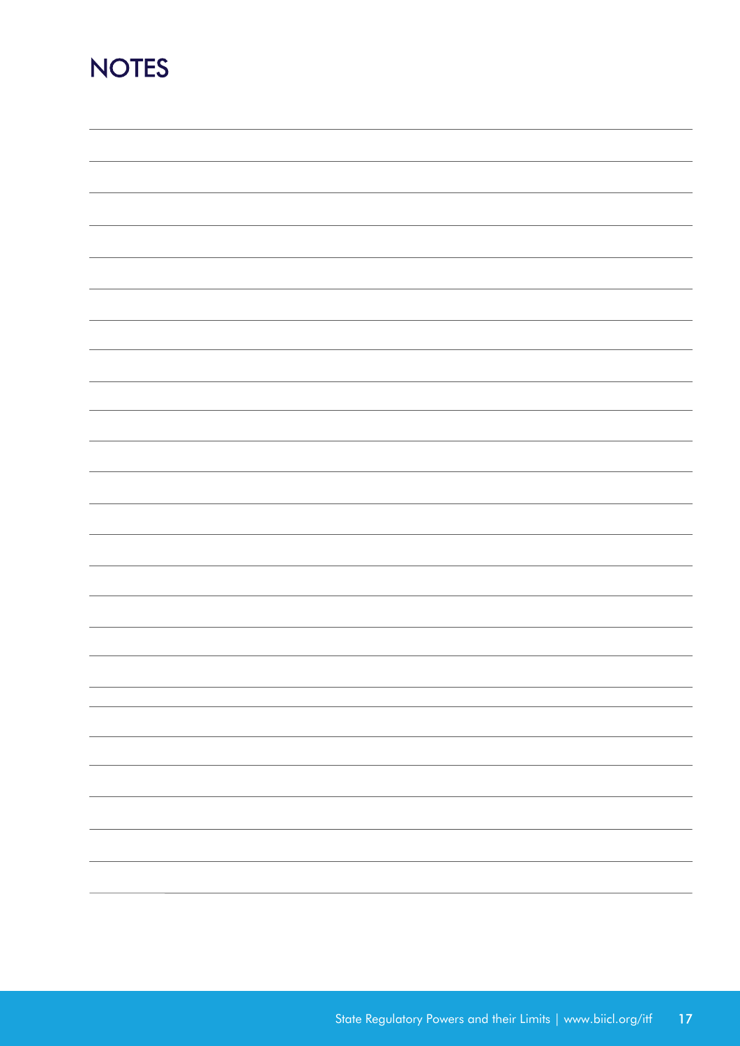# NOTES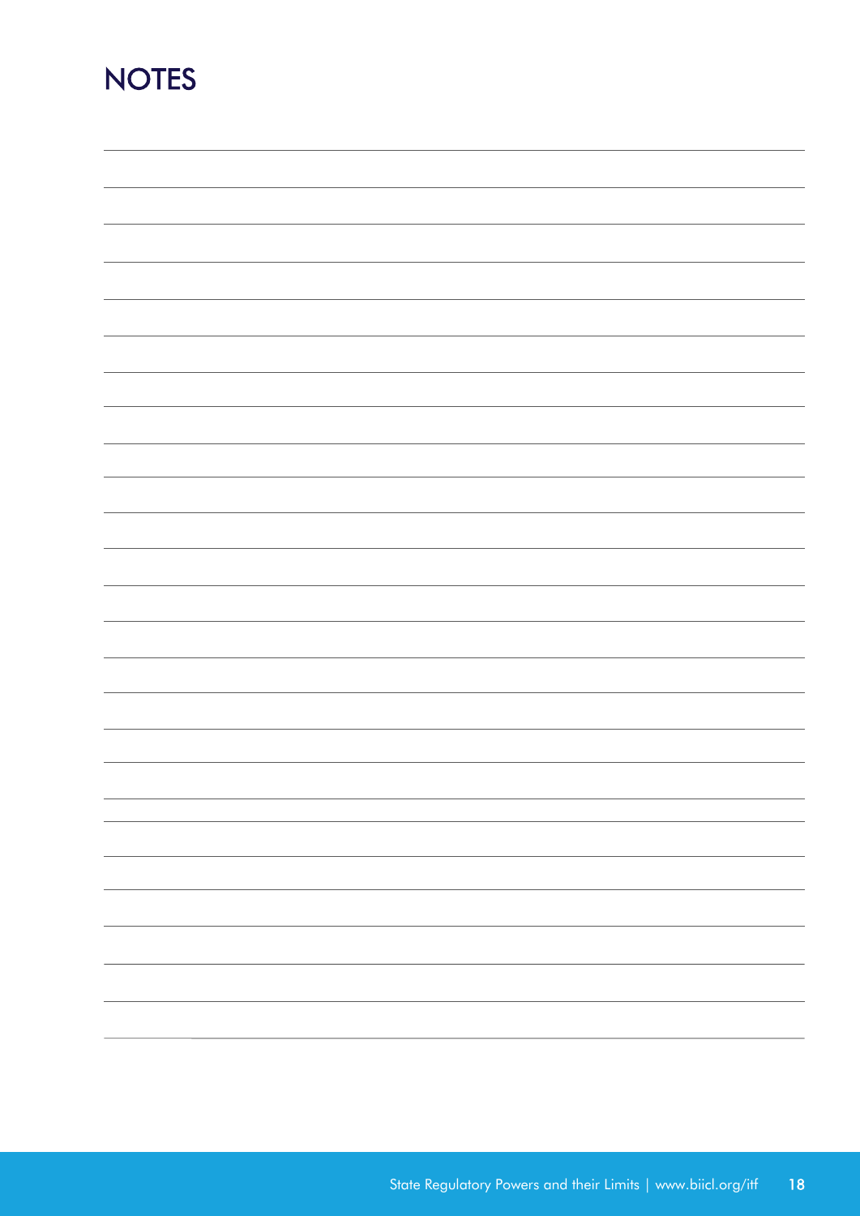# NOTES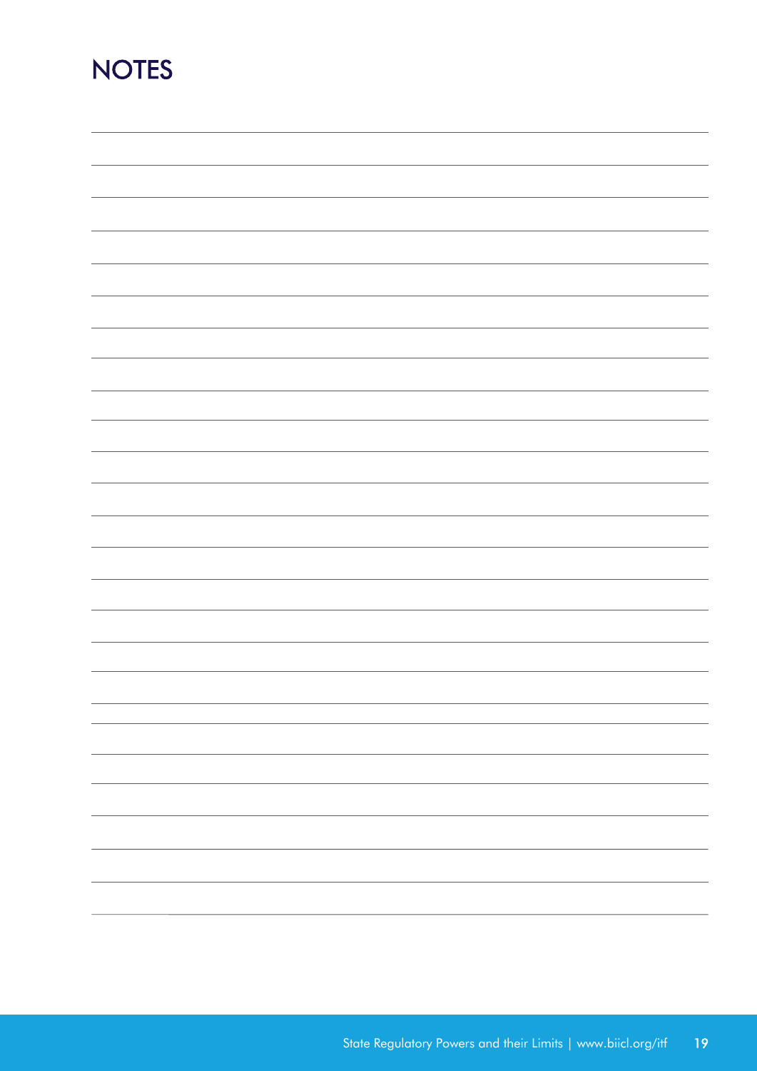# NOTES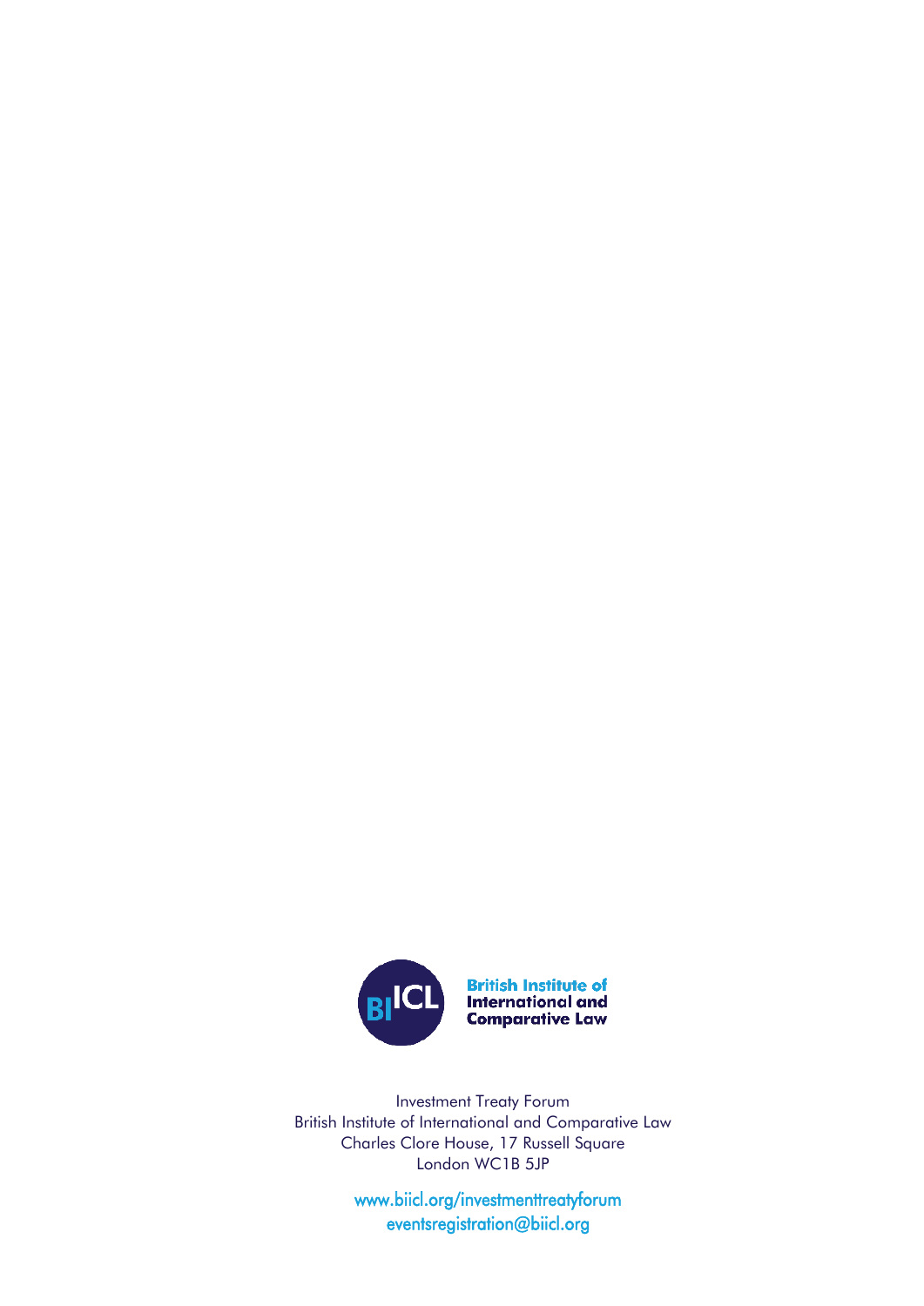BIICL

**British Institute of International and Comparative Law**

Investment Treaty Forum
British Institute of International and Comparative Law
Charles Clore House, 17 Russell Square
London WC1B 5JP

www.biicl.org/investmenttreatyforum
eventsregistration@biicl.org